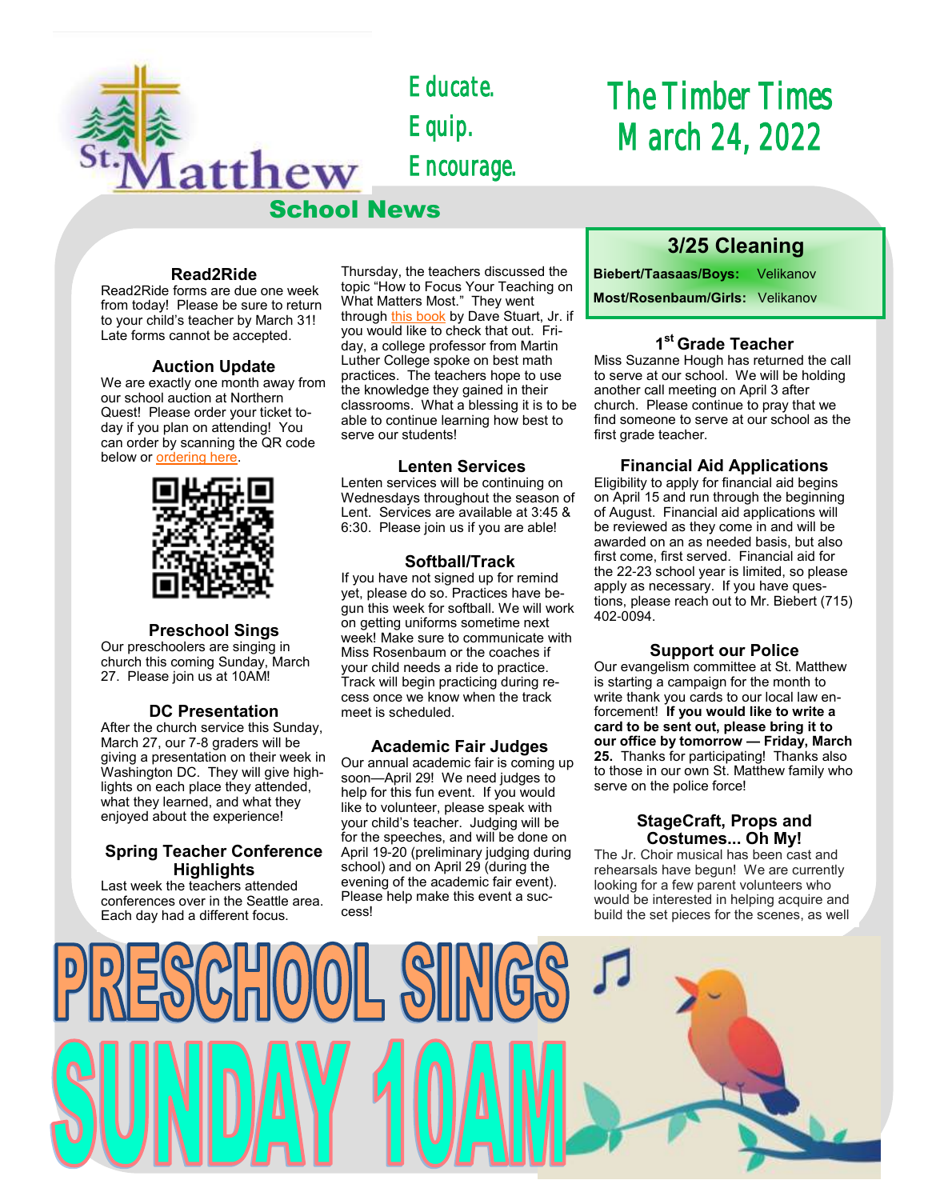St. Matthew School News

Educate.
Equip.
Encourage.

# The Timber Times
# March 24, 2022

## Read2Ride

Read2Ride forms are due one week from today! Please be sure to return to your child's teacher by March 31! Late forms cannot be accepted.

## Auction Update

We are exactly one month away from our school auction at Northern Quest! Please order your ticket today if you plan on attending! You can order by scanning the QR code below or ordering here.

## Preschool Sings

Our preschoolers are singing in church this coming Sunday, March 27. Please join us at 10AM!

## DC Presentation

After the church service this Sunday, March 27, our 7-8 graders will be giving a presentation on their week in Washington DC. They will give highlights on each place they attended, what they learned, and what they enjoyed about the experience!

## Spring Teacher Conference Highlights

Last week the teachers attended conferences over in the Seattle area. Each day had a different focus. Thursday, the teachers discussed the topic "How to Focus Your Teaching on What Matters Most." They went through this book by Dave Stuart, Jr. if you would like to check that out. Friday, a college professor from Martin Luther College spoke on best math practices. The teachers hope to use the knowledge they gained in their classrooms. What a blessing it is to be able to continue learning how best to serve our students!

## Lenten Services

Lenten services will be continuing on Wednesdays throughout the season of Lent. Services are available at 3:45 & 6:30. Please join us if you are able!

## Softball/Track

If you have not signed up for remind yet, please do so. Practices have begun this week for softball. We will work on getting uniforms sometime next week! Make sure to communicate with Miss Rosenbaum or the coaches if your child needs a ride to practice. Track will begin practicing during recess once we know when the track meet is scheduled.

## Academic Fair Judges

Our annual academic fair is coming up soon—April 29! We need judges to help for this fun event. If you would like to volunteer, please speak with your child's teacher. Judging will be done on April 19-20 (preliminary judging during school) and on April 29 (during the evening of the academic fair event). Please help make this event a success!

## 3/25 Cleaning

| | |
|---|---|
| **Biebert/Taasaas/Boys:** | Velikanov |
| **Most/Rosenbaum/Girls:** | Velikanov |

## 1st Grade Teacher

Miss Suzanne Hough has returned the call to serve at our school. We will be holding another call meeting on April 3 after church. Please continue to pray that we find someone to serve at our school as the first grade teacher.

## Financial Aid Applications

Eligibility to apply for financial aid begins on April 15 and run through the beginning of August. Financial aid applications will be reviewed as they come in and will be awarded on an as needed basis, but also first come, first served. Financial aid for the 22-23 school year is limited, so please apply as necessary. If you have questions, please reach out to Mr. Biebert (715) 402-0094.

## Support our Police

Our evangelism committee at St. Matthew is starting a campaign for the month to write thank you cards to our local law enforcement! **If you would like to write a card to be sent out, please bring it to our office by tomorrow — Friday, March 25.** Thanks for participating! Thanks also to those in our own St. Matthew family who serve on the police force!

## StageCraft, Props and Costumes... Oh My!

The Jr. Choir musical has been cast and rehearsals have begun! We are currently looking for a few parent volunteers who would be interested in helping acquire and build the set pieces for the scenes, as well

PRESCHOOL SINGS
SUNDAY 10AM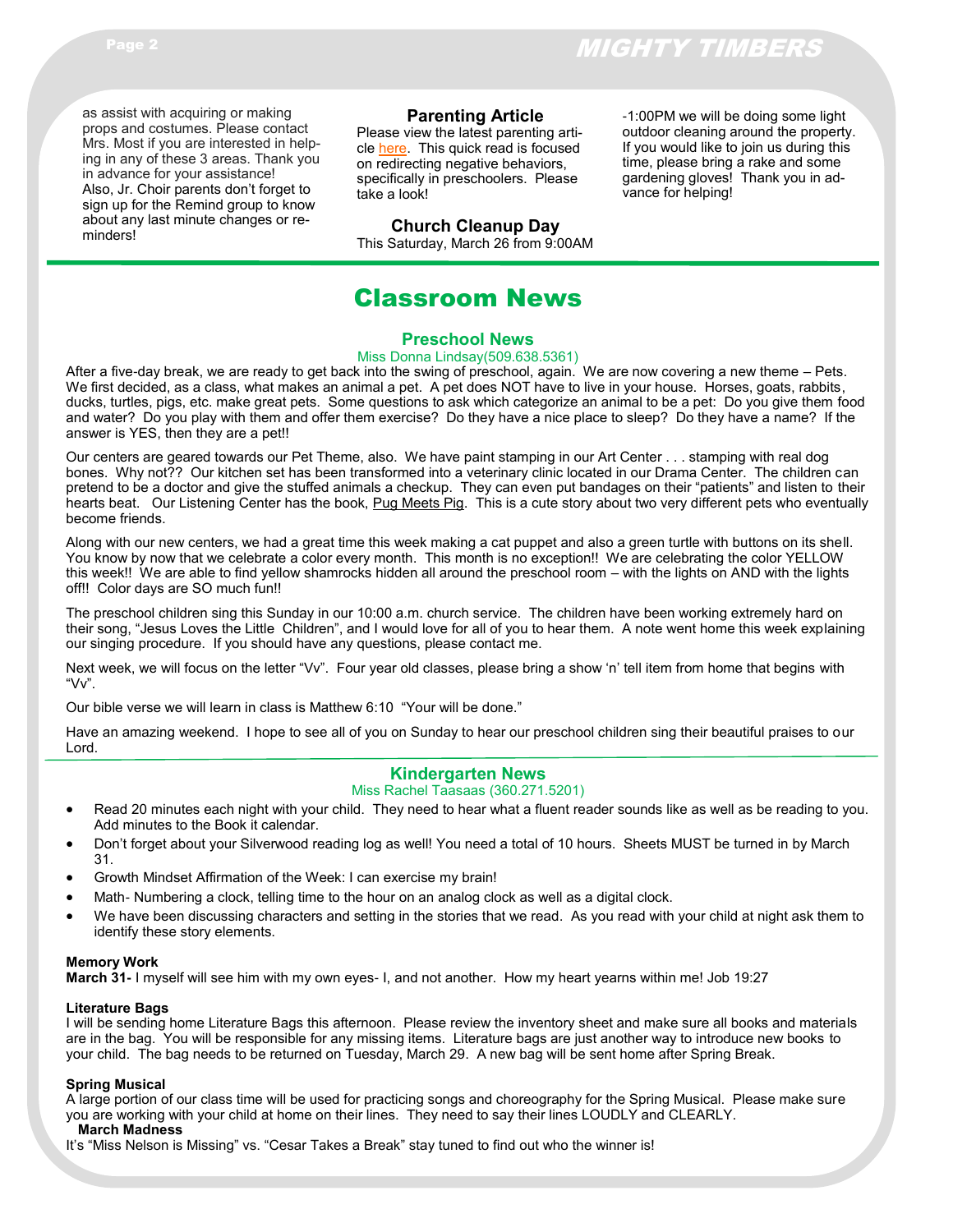as assist with acquiring or making props and costumes. Please contact Mrs. Most if you are interested in helping in any of these 3 areas. Thank you in advance for your assistance!
Also, Jr. Choir parents don't forget to sign up for the Remind group to know about any last minute changes or reminders!

### Parenting Article

Please view the latest parenting article here. This quick read is focused on redirecting negative behaviors, specifically in preschoolers. Please take a look!

### Church Cleanup Day

This Saturday, March 26 from 9:00AM -1:00PM we will be doing some light outdoor cleaning around the property. If you would like to join us during this time, please bring a rake and some gardening gloves! Thank you in advance for helping!

# Classroom News

## Preschool News

Miss Donna Lindsay(509.638.5361)

After a five-day break, we are ready to get back into the swing of preschool, again. We are now covering a new theme – Pets. We first decided, as a class, what makes an animal a pet. A pet does NOT have to live in your house. Horses, goats, rabbits, ducks, turtles, pigs, etc. make great pets. Some questions to ask which categorize an animal to be a pet: Do you give them food and water? Do you play with them and offer them exercise? Do they have a nice place to sleep? Do they have a name? If the answer is YES, then they are a pet!!

Our centers are geared towards our Pet Theme, also. We have paint stamping in our Art Center . . . stamping with real dog bones. Why not?? Our kitchen set has been transformed into a veterinary clinic located in our Drama Center. The children can pretend to be a doctor and give the stuffed animals a checkup. They can even put bandages on their "patients" and listen to their hearts beat. Our Listening Center has the book, Pug Meets Pig. This is a cute story about two very different pets who eventually become friends.

Along with our new centers, we had a great time this week making a cat puppet and also a green turtle with buttons on its shell. You know by now that we celebrate a color every month. This month is no exception!! We are celebrating the color YELLOW this week!! We are able to find yellow shamrocks hidden all around the preschool room – with the lights on AND with the lights off!! Color days are SO much fun!!

The preschool children sing this Sunday in our 10:00 a.m. church service. The children have been working extremely hard on their song, "Jesus Loves the Little Children", and I would love for all of you to hear them. A note went home this week explaining our singing procedure. If you should have any questions, please contact me.

Next week, we will focus on the letter "Vv". Four year old classes, please bring a show 'n' tell item from home that begins with "Vv".

Our bible verse we will learn in class is Matthew 6:10 "Your will be done."

Have an amazing weekend. I hope to see all of you on Sunday to hear our preschool children sing their beautiful praises to our Lord.

## Kindergarten News

Miss Rachel Taasaas (360.271.5201)

- Read 20 minutes each night with your child. They need to hear what a fluent reader sounds like as well as be reading to you. Add minutes to the Book it calendar.
- Don't forget about your Silverwood reading log as well! You need a total of 10 hours. Sheets MUST be turned in by March 31.
- Growth Mindset Affirmation of the Week: I can exercise my brain!
- Math- Numbering a clock, telling time to the hour on an analog clock as well as a digital clock.
- We have been discussing characters and setting in the stories that we read. As you read with your child at night ask them to identify these story elements.

**Memory Work**
**March 31-** I myself will see him with my own eyes- I, and not another. How my heart yearns within me! Job 19:27

**Literature Bags**
I will be sending home Literature Bags this afternoon. Please review the inventory sheet and make sure all books and materials are in the bag. You will be responsible for any missing items. Literature bags are just another way to introduce new books to your child. The bag needs to be returned on Tuesday, March 29. A new bag will be sent home after Spring Break.

**Spring Musical**
A large portion of our class time will be used for practicing songs and choreography for the Spring Musical. Please make sure you are working with your child at home on their lines. They need to say their lines LOUDLY and CLEARLY.

**March Madness**
It's "Miss Nelson is Missing" vs. "Cesar Takes a Break" stay tuned to find out who the winner is!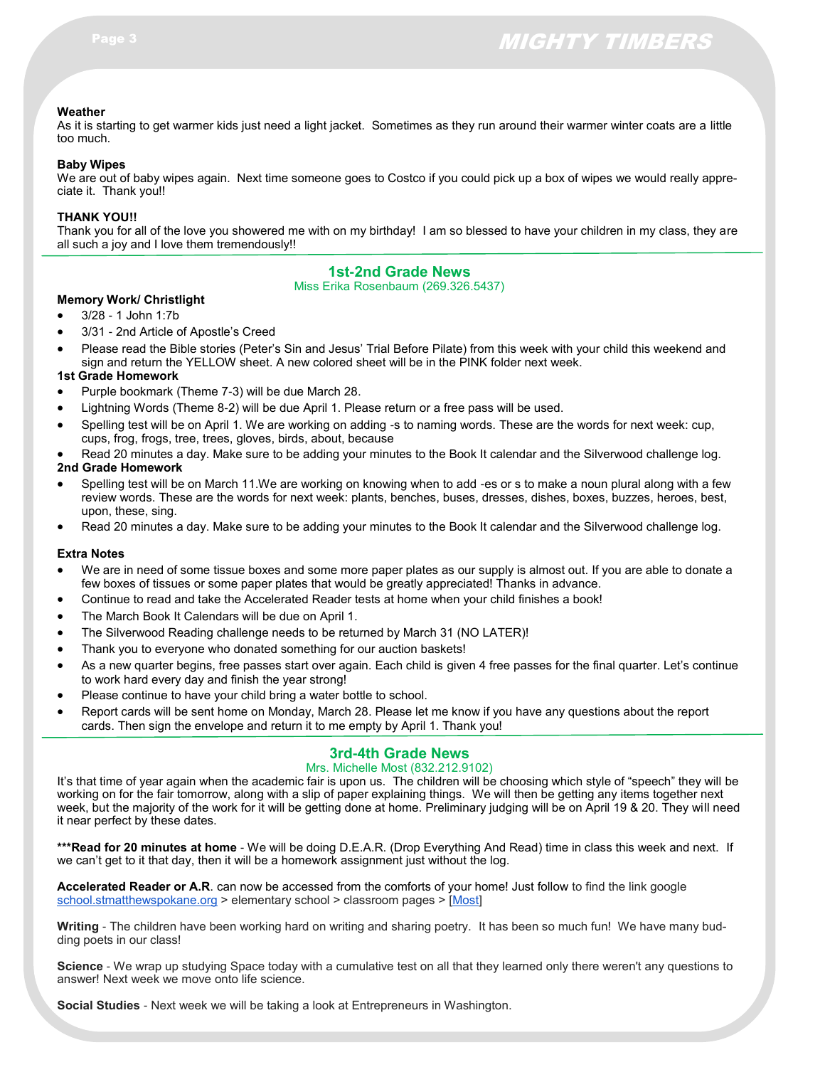**Weather**

As it is starting to get warmer kids just need a light jacket. Sometimes as they run around their warmer winter coats are a little too much.

**Baby Wipes**

We are out of baby wipes again. Next time someone goes to Costco if you could pick up a box of wipes we would really appreciate it. Thank you!!

**THANK YOU!!**

Thank you for all of the love you showered me with on my birthday! I am so blessed to have your children in my class, they are all such a joy and I love them tremendously!!

## 1st-2nd Grade News

Miss Erika Rosenbaum (269.326.5437)

**Memory Work/ Christlight**

- 3/28 - 1 John 1:7b
- 3/31 - 2nd Article of Apostle's Creed
- Please read the Bible stories (Peter's Sin and Jesus' Trial Before Pilate) from this week with your child this weekend and sign and return the YELLOW sheet. A new colored sheet will be in the PINK folder next week.

**1st Grade Homework**

- Purple bookmark (Theme 7-3) will be due March 28.
- Lightning Words (Theme 8-2) will be due April 1. Please return or a free pass will be used.
- Spelling test will be on April 1. We are working on adding -s to naming words. These are the words for next week: cup, cups, frog, frogs, tree, trees, gloves, birds, about, because
- Read 20 minutes a day. Make sure to be adding your minutes to the Book It calendar and the Silverwood challenge log.

**2nd Grade Homework**

- Spelling test will be on March 11.We are working on knowing when to add -es or s to make a noun plural along with a few review words. These are the words for next week: plants, benches, buses, dresses, dishes, boxes, buzzes, heroes, best, upon, these, sing.
- Read 20 minutes a day. Make sure to be adding your minutes to the Book It calendar and the Silverwood challenge log.

**Extra Notes**

- We are in need of some tissue boxes and some more paper plates as our supply is almost out. If you are able to donate a few boxes of tissues or some paper plates that would be greatly appreciated! Thanks in advance.
- Continue to read and take the Accelerated Reader tests at home when your child finishes a book!
- The March Book It Calendars will be due on April 1.
- The Silverwood Reading challenge needs to be returned by March 31 (NO LATER)!
- Thank you to everyone who donated something for our auction baskets!
- As a new quarter begins, free passes start over again. Each child is given 4 free passes for the final quarter. Let's continue to work hard every day and finish the year strong!
- Please continue to have your child bring a water bottle to school.
- Report cards will be sent home on Monday, March 28. Please let me know if you have any questions about the report cards. Then sign the envelope and return it to me empty by April 1. Thank you!

## 3rd-4th Grade News

Mrs. Michelle Most (832.212.9102)

It's that time of year again when the academic fair is upon us. The children will be choosing which style of "speech" they will be working on for the fair tomorrow, along with a slip of paper explaining things. We will then be getting any items together next week, but the majority of the work for it will be getting done at home. Preliminary judging will be on April 19 & 20. They will need it near perfect by these dates.

**\*\*\*Read for 20 minutes at home** - We will be doing D.E.A.R. (Drop Everything And Read) time in class this week and next. If we can't get to it that day, then it will be a homework assignment just without the log.

**Accelerated Reader or A.R**. can now be accessed from the comforts of your home! Just follow to find the link google school.stmatthewspokane.org > elementary school > classroom pages > [Most]

**Writing** - The children have been working hard on writing and sharing poetry. It has been so much fun! We have many budding poets in our class!

**Science** - We wrap up studying Space today with a cumulative test on all that they learned only there weren't any questions to answer! Next week we move onto life science.

**Social Studies** - Next week we will be taking a look at Entrepreneurs in Washington.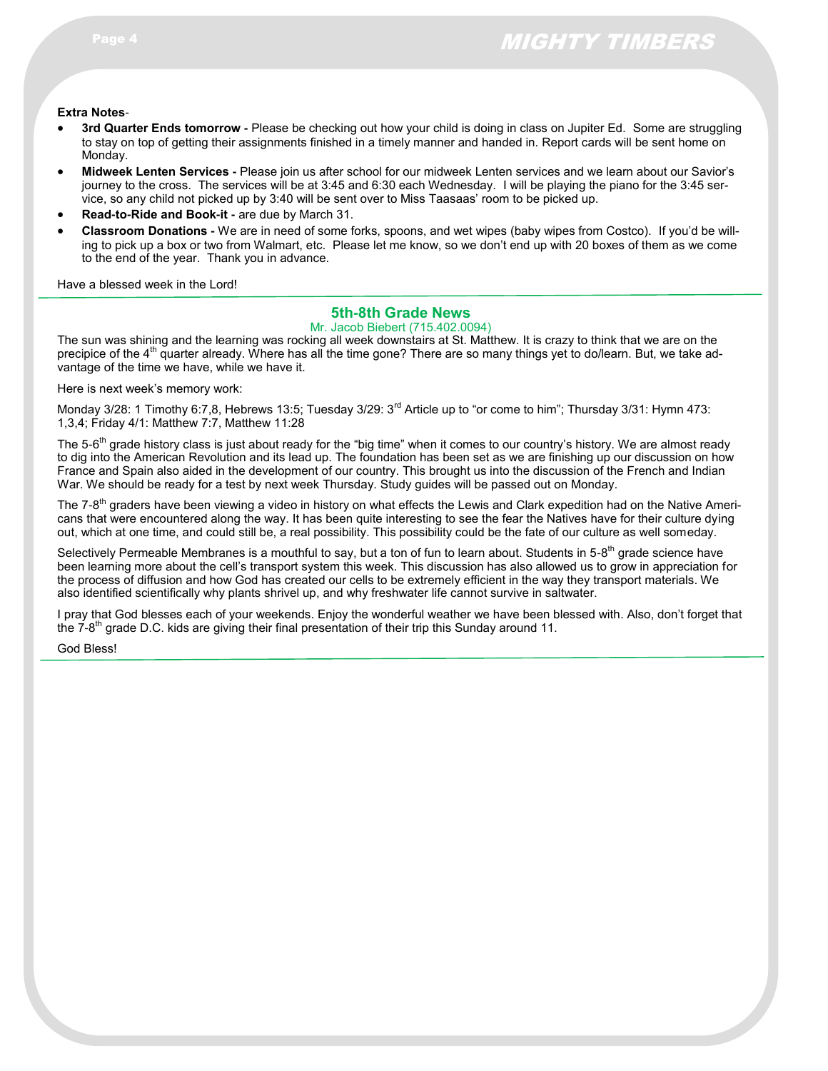**Extra Notes**-

- **3rd Quarter Ends tomorrow -** Please be checking out how your child is doing in class on Jupiter Ed. Some are struggling to stay on top of getting their assignments finished in a timely manner and handed in. Report cards will be sent home on Monday.
- **Midweek Lenten Services -** Please join us after school for our midweek Lenten services and we learn about our Savior's journey to the cross. The services will be at 3:45 and 6:30 each Wednesday. I will be playing the piano for the 3:45 service, so any child not picked up by 3:40 will be sent over to Miss Taasaas' room to be picked up.
- **Read-to-Ride and Book-it -** are due by March 31.
- **Classroom Donations -** We are in need of some forks, spoons, and wet wipes (baby wipes from Costco). If you'd be willing to pick up a box or two from Walmart, etc. Please let me know, so we don't end up with 20 boxes of them as we come to the end of the year. Thank you in advance.

Have a blessed week in the Lord!

## 5th-8th Grade News

Mr. Jacob Biebert (715.402.0094)

The sun was shining and the learning was rocking all week downstairs at St. Matthew. It is crazy to think that we are on the precipice of the 4th quarter already. Where has all the time gone? There are so many things yet to do/learn. But, we take advantage of the time we have, while we have it.

Here is next week's memory work:

Monday 3/28: 1 Timothy 6:7,8, Hebrews 13:5; Tuesday 3/29: 3rd Article up to "or come to him"; Thursday 3/31: Hymn 473: 1,3,4; Friday 4/1: Matthew 7:7, Matthew 11:28

The 5-6th grade history class is just about ready for the "big time" when it comes to our country's history. We are almost ready to dig into the American Revolution and its lead up. The foundation has been set as we are finishing up our discussion on how France and Spain also aided in the development of our country. This brought us into the discussion of the French and Indian War. We should be ready for a test by next week Thursday. Study guides will be passed out on Monday.

The 7-8th graders have been viewing a video in history on what effects the Lewis and Clark expedition had on the Native Americans that were encountered along the way. It has been quite interesting to see the fear the Natives have for their culture dying out, which at one time, and could still be, a real possibility. This possibility could be the fate of our culture as well someday.

Selectively Permeable Membranes is a mouthful to say, but a ton of fun to learn about. Students in 5-8th grade science have been learning more about the cell's transport system this week. This discussion has also allowed us to grow in appreciation for the process of diffusion and how God has created our cells to be extremely efficient in the way they transport materials. We also identified scientifically why plants shrivel up, and why freshwater life cannot survive in saltwater.

I pray that God blesses each of your weekends. Enjoy the wonderful weather we have been blessed with. Also, don't forget that the 7-8th grade D.C. kids are giving their final presentation of their trip this Sunday around 11.

God Bless!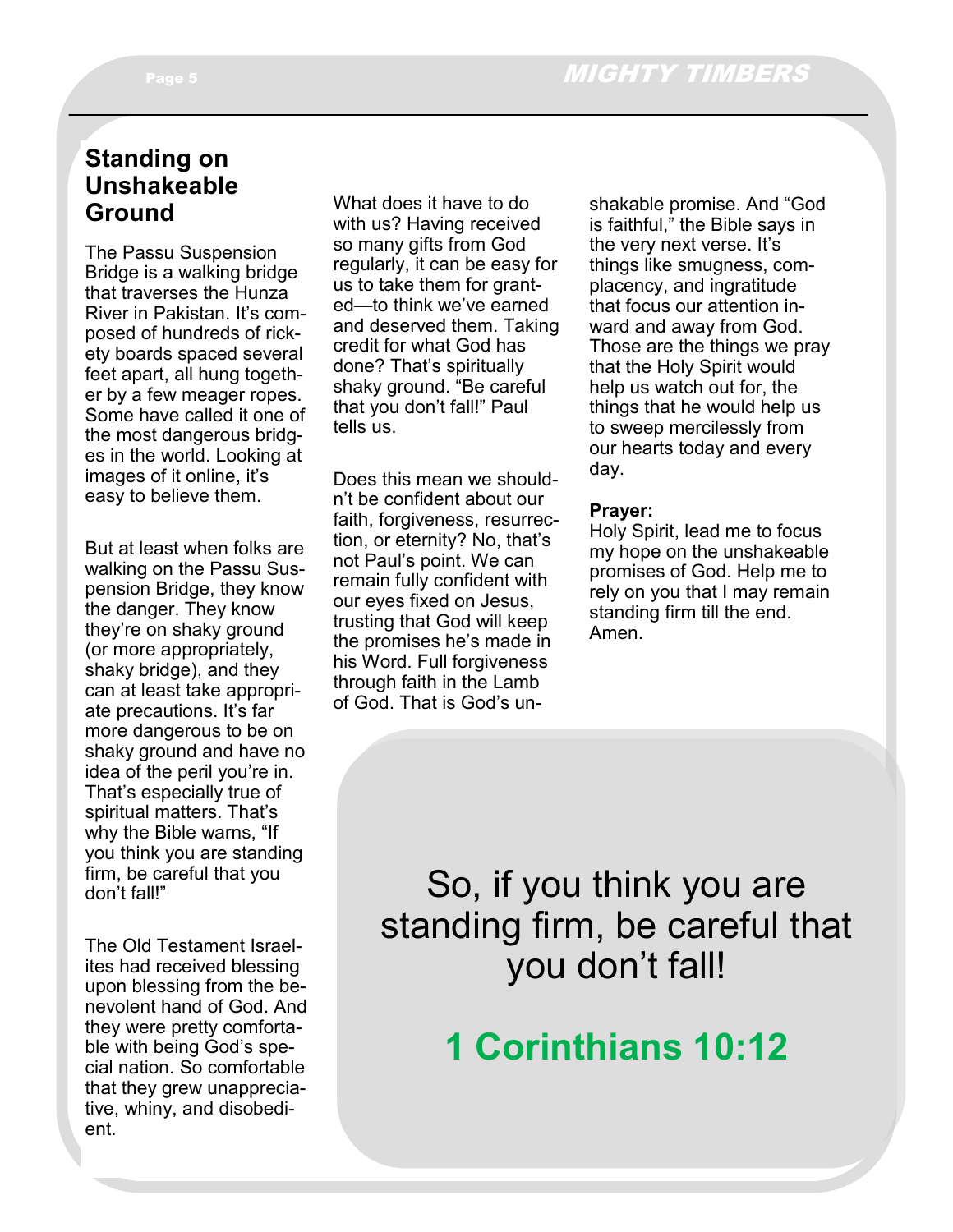## Standing on Unshakeable Ground

The Passu Suspension Bridge is a walking bridge that traverses the Hunza River in Pakistan. It's composed of hundreds of rickety boards spaced several feet apart, all hung together by a few meager ropes. Some have called it one of the most dangerous bridges in the world. Looking at images of it online, it's easy to believe them.

But at least when folks are walking on the Passu Suspension Bridge, they know the danger. They know they're on shaky ground (or more appropriately, shaky bridge), and they can at least take appropriate precautions. It's far more dangerous to be on shaky ground and have no idea of the peril you're in. That's especially true of spiritual matters. That's why the Bible warns, "If you think you are standing firm, be careful that you don't fall!"

The Old Testament Israelites had received blessing upon blessing from the benevolent hand of God. And they were pretty comfortable with being God's special nation. So comfortable that they grew unappreciative, whiny, and disobedient.

What does it have to do with us? Having received so many gifts from God regularly, it can be easy for us to take them for granted—to think we've earned and deserved them. Taking credit for what God has done? That's spiritually shaky ground. "Be careful that you don't fall!" Paul tells us.

Does this mean we shouldn't be confident about our faith, forgiveness, resurrection, or eternity? No, that's not Paul's point. We can remain fully confident with our eyes fixed on Jesus, trusting that God will keep the promises he's made in his Word. Full forgiveness through faith in the Lamb of God. That is God's unshakable promise. And "God is faithful," the Bible says in the very next verse. It's things like smugness, complacency, and ingratitude that focus our attention inward and away from God. Those are the things we pray that the Holy Spirit would help us watch out for, the things that he would help us to sweep mercilessly from our hearts today and every day.

**Prayer:**
Holy Spirit, lead me to focus my hope on the unshakeable promises of God. Help me to rely on you that I may remain standing firm till the end. Amen.

So, if you think you are standing firm, be careful that you don't fall!

**1 Corinthians 10:12**